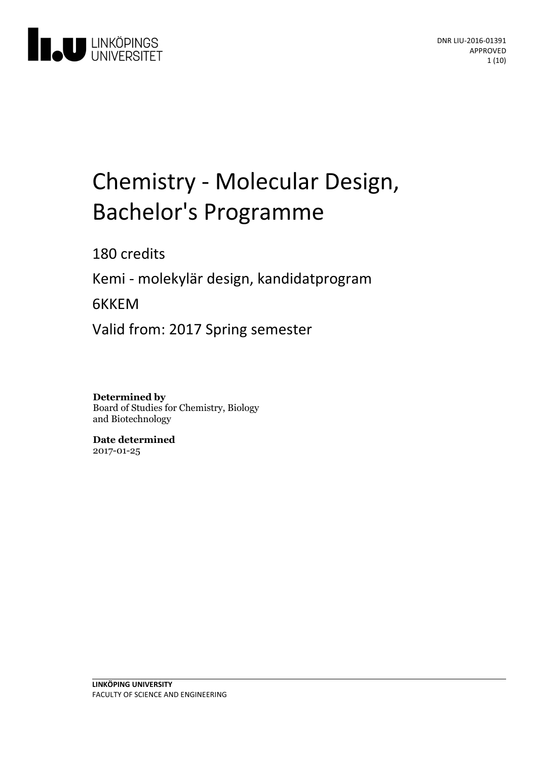DNR LIU-2016-01391
APPROVED

# Chemistry - Molecular Design, Bachelor's Programme

180 credits

Kemi - molekylär design, kandidatprogram

6KKEM

Valid from: 2017 Spring semester

**Determined by**
Board of Studies for Chemistry, Biology and Biotechnology

**Date determined**
2017-01-25

**LINKÖPING UNIVERSITY**
FACULTY OF SCIENCE AND ENGINEERING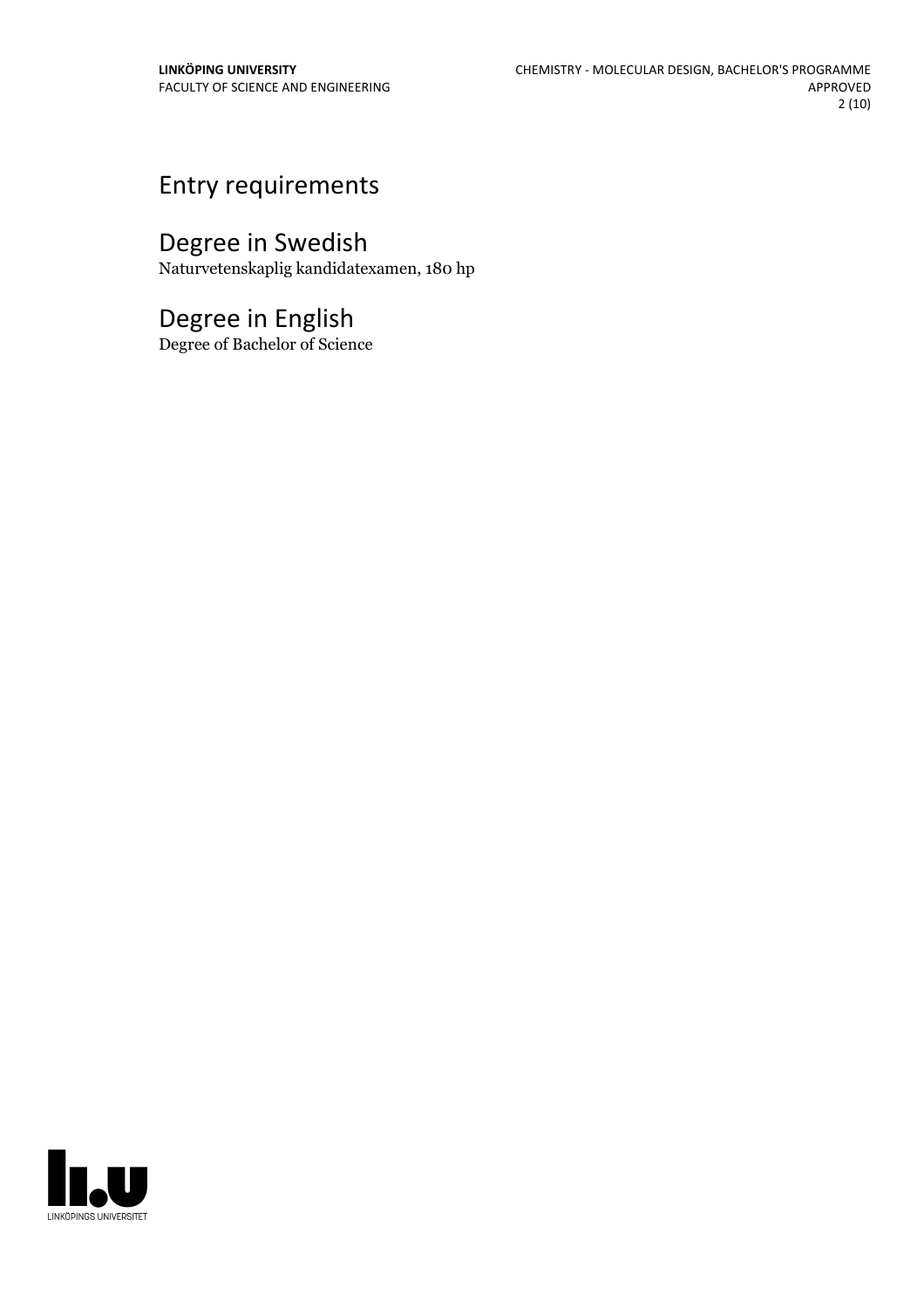# Entry requirements

# Degree in Swedish

Naturvetenskaplig kandidatexamen, 180 hp

# Degree in English

Degree of Bachelor of Science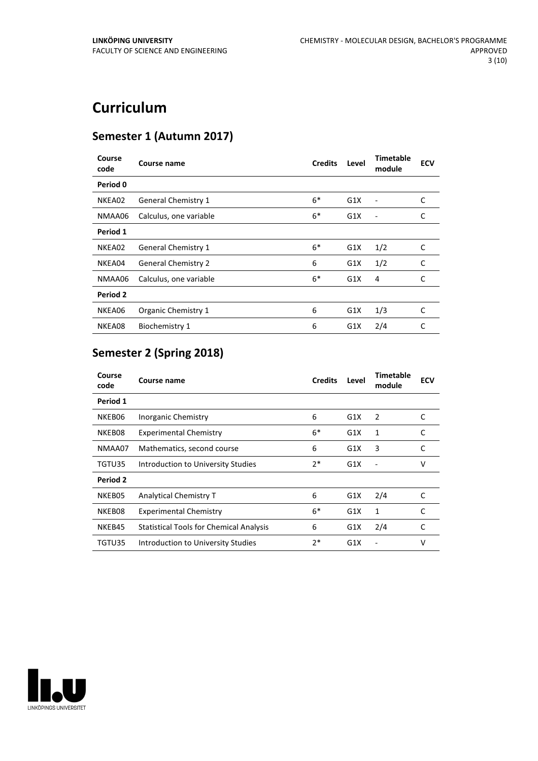# Curriculum

## Semester 1 (Autumn 2017)

| Course code | Course name | Credits | Level | Timetable module | ECV |
|---|---|---|---|---|---|
| **Period 0** | | | | | |
| NKEA02 | General Chemistry 1 | 6* | G1X | - | C |
| NMAA06 | Calculus, one variable | 6* | G1X | - | C |
| **Period 1** | | | | | |
| NKEA02 | General Chemistry 1 | 6* | G1X | 1/2 | C |
| NKEA04 | General Chemistry 2 | 6 | G1X | 1/2 | C |
| NMAA06 | Calculus, one variable | 6* | G1X | 4 | C |
| **Period 2** | | | | | |
| NKEA06 | Organic Chemistry 1 | 6 | G1X | 1/3 | C |
| NKEA08 | Biochemistry 1 | 6 | G1X | 2/4 | C |

## Semester 2 (Spring 2018)

| Course code | Course name | Credits | Level | Timetable module | ECV |
|---|---|---|---|---|---|
| **Period 1** | | | | | |
| NKEB06 | Inorganic Chemistry | 6 | G1X | 2 | C |
| NKEB08 | Experimental Chemistry | 6* | G1X | 1 | C |
| NMAA07 | Mathematics, second course | 6 | G1X | 3 | C |
| TGTU35 | Introduction to University Studies | 2* | G1X | - | V |
| **Period 2** | | | | | |
| NKEB05 | Analytical Chemistry T | 6 | G1X | 2/4 | C |
| NKEB08 | Experimental Chemistry | 6* | G1X | 1 | C |
| NKEB45 | Statistical Tools for Chemical Analysis | 6 | G1X | 2/4 | C |
| TGTU35 | Introduction to University Studies | 2* | G1X | - | V |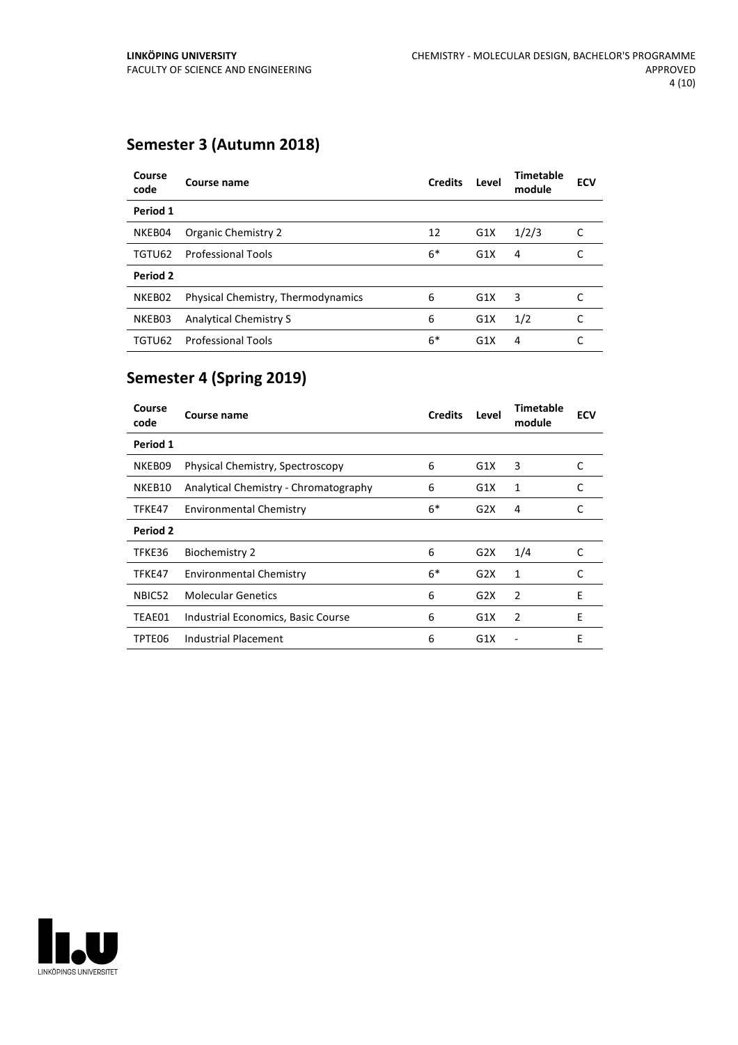## Semester 3 (Autumn 2018)

| Course code | Course name | Credits | Level | Timetable module | ECV |
|---|---|---|---|---|---|
| **Period 1** | | | | | |
| NKEB04 | Organic Chemistry 2 | 12 | G1X | 1/2/3 | C |
| TGTU62 | Professional Tools | 6* | G1X | 4 | C |
| **Period 2** | | | | | |
| NKEB02 | Physical Chemistry, Thermodynamics | 6 | G1X | 3 | C |
| NKEB03 | Analytical Chemistry S | 6 | G1X | 1/2 | C |
| TGTU62 | Professional Tools | 6* | G1X | 4 | C |

## Semester 4 (Spring 2019)

| Course code | Course name | Credits | Level | Timetable module | ECV |
|---|---|---|---|---|---|
| **Period 1** | | | | | |
| NKEB09 | Physical Chemistry, Spectroscopy | 6 | G1X | 3 | C |
| NKEB10 | Analytical Chemistry - Chromatography | 6 | G1X | 1 | C |
| TFKE47 | Environmental Chemistry | 6* | G2X | 4 | C |
| **Period 2** | | | | | |
| TFKE36 | Biochemistry 2 | 6 | G2X | 1/4 | C |
| TFKE47 | Environmental Chemistry | 6* | G2X | 1 | C |
| NBIC52 | Molecular Genetics | 6 | G2X | 2 | E |
| TEAE01 | Industrial Economics, Basic Course | 6 | G1X | 2 | E |
| TPTE06 | Industrial Placement | 6 | G1X | - | E |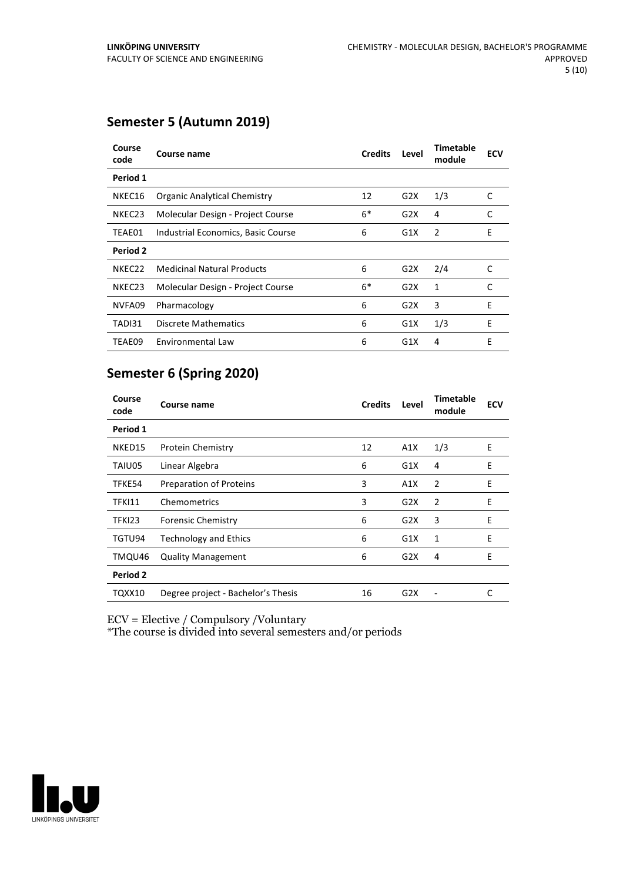## Semester 5 (Autumn 2019)

| Course code | Course name | Credits | Level | Timetable module | ECV |
|---|---|---|---|---|---|
| **Period 1** | | | | | |
| NKEC16 | Organic Analytical Chemistry | 12 | G2X | 1/3 | C |
| NKEC23 | Molecular Design - Project Course | 6* | G2X | 4 | C |
| TEAE01 | Industrial Economics, Basic Course | 6 | G1X | 2 | E |
| **Period 2** | | | | | |
| NKEC22 | Medicinal Natural Products | 6 | G2X | 2/4 | C |
| NKEC23 | Molecular Design - Project Course | 6* | G2X | 1 | C |
| NVFA09 | Pharmacology | 6 | G2X | 3 | E |
| TADI31 | Discrete Mathematics | 6 | G1X | 1/3 | E |
| TEAE09 | Environmental Law | 6 | G1X | 4 | E |

## Semester 6 (Spring 2020)

| Course code | Course name | Credits | Level | Timetable module | ECV |
|---|---|---|---|---|---|
| **Period 1** | | | | | |
| NKED15 | Protein Chemistry | 12 | A1X | 1/3 | E |
| TAIU05 | Linear Algebra | 6 | G1X | 4 | E |
| TFKE54 | Preparation of Proteins | 3 | A1X | 2 | E |
| TFKI11 | Chemometrics | 3 | G2X | 2 | E |
| TFKI23 | Forensic Chemistry | 6 | G2X | 3 | E |
| TGTU94 | Technology and Ethics | 6 | G1X | 1 | E |
| TMQU46 | Quality Management | 6 | G2X | 4 | E |
| **Period 2** | | | | | |
| TQXX10 | Degree project - Bachelor's Thesis | 16 | G2X | - | C |

ECV = Elective / Compulsory /Voluntary
*The course is divided into several semesters and/or periods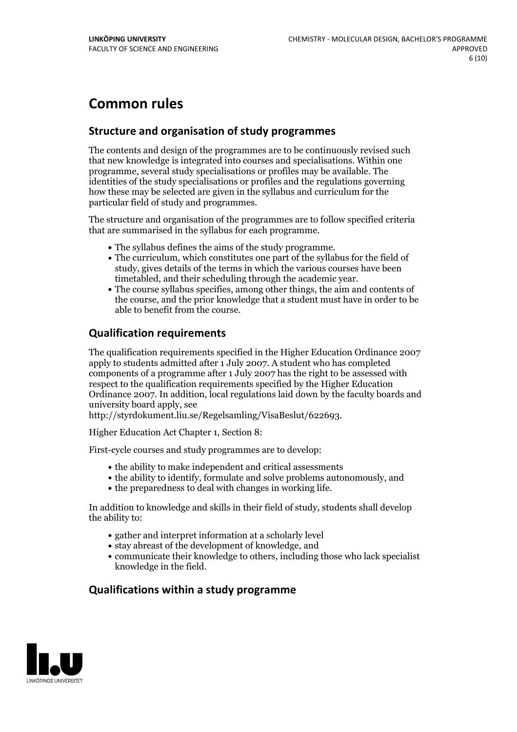# Common rules

## Structure and organisation of study programmes

The contents and design of the programmes are to be continuously revised such that new knowledge is integrated into courses and specialisations. Within one programme, several study specialisations or profiles may be available. The identities of the study specialisations or profiles and the regulations governing how these may be selected are given in the syllabus and curriculum for the particular field of study and programmes.

The structure and organisation of the programmes are to follow specified criteria that are summarised in the syllabus for each programme.

- The syllabus defines the aims of the study programme.
- The curriculum, which constitutes one part of the syllabus for the field of study, gives details of the terms in which the various courses have been timetabled, and their scheduling through the academic year.
- The course syllabus specifies, among other things, the aim and contents of the course, and the prior knowledge that a student must have in order to be able to benefit from the course.

## Qualification requirements

The qualification requirements specified in the Higher Education Ordinance 2007 apply to students admitted after 1 July 2007. A student who has completed components of a programme after 1 July 2007 has the right to be assessed with respect to the qualification requirements specified by the Higher Education Ordinance 2007. In addition, local regulations laid down by the faculty boards and university board apply, see http://styrdokument.liu.se/Regelsamling/VisaBeslut/622693.

Higher Education Act Chapter 1, Section 8:

First-cycle courses and study programmes are to develop:

- the ability to make independent and critical assessments
- the ability to identify, formulate and solve problems autonomously, and
- the preparedness to deal with changes in working life.

In addition to knowledge and skills in their field of study, students shall develop the ability to:

- gather and interpret information at a scholarly level
- stay abreast of the development of knowledge, and
- communicate their knowledge to others, including those who lack specialist knowledge in the field.

## Qualifications within a study programme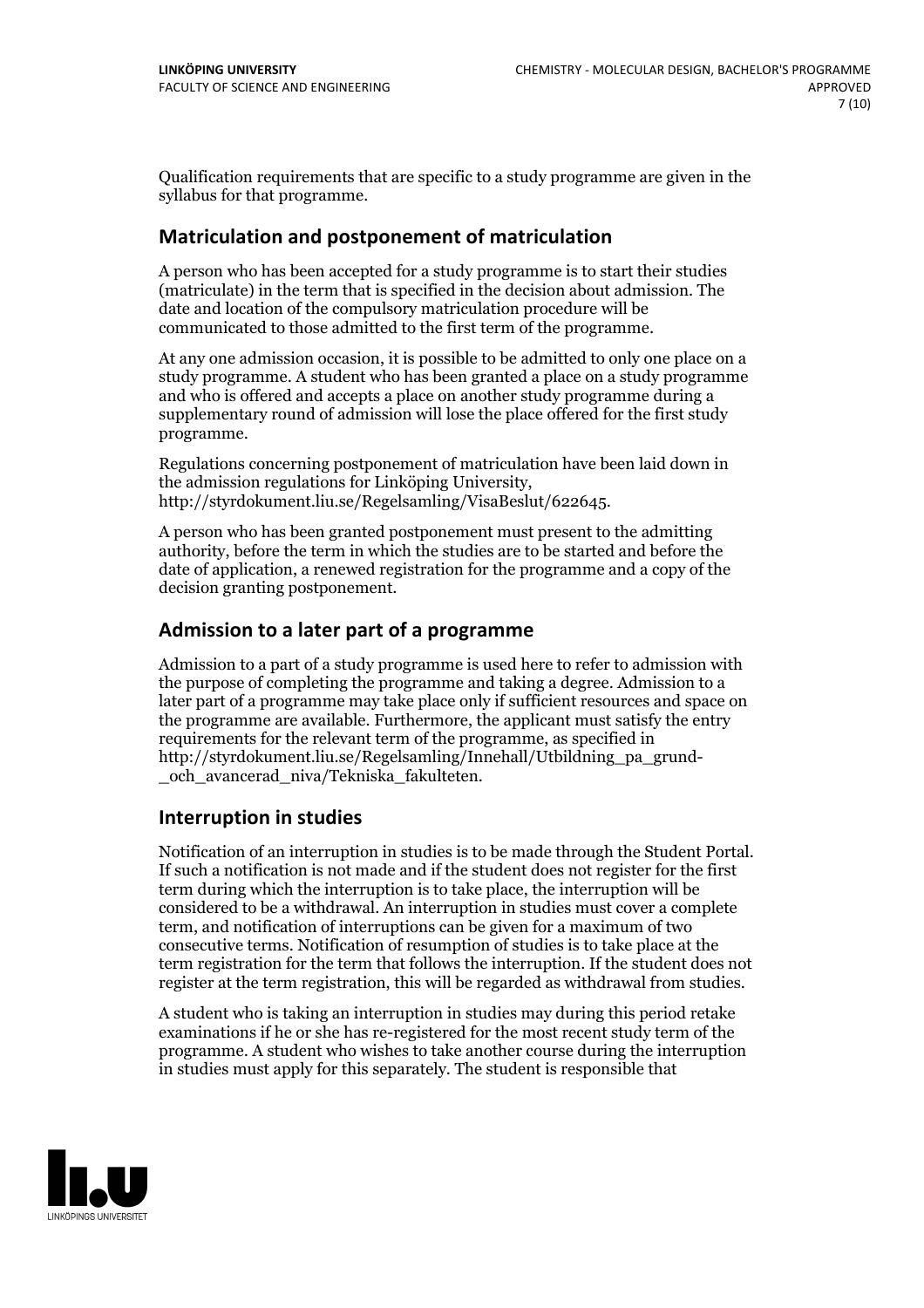Qualification requirements that are specific to a study programme are given in the syllabus for that programme.

## Matriculation and postponement of matriculation

A person who has been accepted for a study programme is to start their studies (matriculate) in the term that is specified in the decision about admission. The date and location of the compulsory matriculation procedure will be communicated to those admitted to the first term of the programme.

At any one admission occasion, it is possible to be admitted to only one place on a study programme. A student who has been granted a place on a study programme and who is offered and accepts a place on another study programme during a supplementary round of admission will lose the place offered for the first study programme.

Regulations concerning postponement of matriculation have been laid down in the admission regulations for Linköping University, http://styrdokument.liu.se/Regelsamling/VisaBeslut/622645.

A person who has been granted postponement must present to the admitting authority, before the term in which the studies are to be started and before the date of application, a renewed registration for the programme and a copy of the decision granting postponement.

## Admission to a later part of a programme

Admission to a part of a study programme is used here to refer to admission with the purpose of completing the programme and taking a degree. Admission to a later part of a programme may take place only if sufficient resources and space on the programme are available. Furthermore, the applicant must satisfy the entry requirements for the relevant term of the programme, as specified in http://styrdokument.liu.se/Regelsamling/Innehall/Utbildning_pa_grund-_och_avancerad_niva/Tekniska_fakulteten.

## Interruption in studies

Notification of an interruption in studies is to be made through the Student Portal. If such a notification is not made and if the student does not register for the first term during which the interruption is to take place, the interruption will be considered to be a withdrawal. An interruption in studies must cover a complete term, and notification of interruptions can be given for a maximum of two consecutive terms. Notification of resumption of studies is to take place at the term registration for the term that follows the interruption. If the student does not register at the term registration, this will be regarded as withdrawal from studies.

A student who is taking an interruption in studies may during this period retake examinations if he or she has re-registered for the most recent study term of the programme. A student who wishes to take another course during the interruption in studies must apply for this separately. The student is responsible that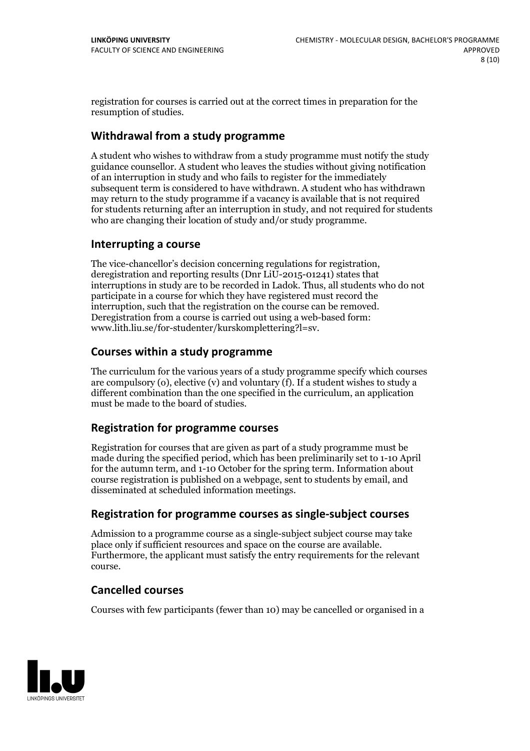registration for courses is carried out at the correct times in preparation for the resumption of studies.

## Withdrawal from a study programme

A student who wishes to withdraw from a study programme must notify the study guidance counsellor. A student who leaves the studies without giving notification of an interruption in study and who fails to register for the immediately subsequent term is considered to have withdrawn. A student who has withdrawn may return to the study programme if a vacancy is available that is not required for students returning after an interruption in study, and not required for students who are changing their location of study and/or study programme.

## Interrupting a course

The vice-chancellor's decision concerning regulations for registration, deregistration and reporting results (Dnr LiU-2015-01241) states that interruptions in study are to be recorded in Ladok. Thus, all students who do not participate in a course for which they have registered must record the interruption, such that the registration on the course can be removed. Deregistration from a course is carried out using a web-based form: www.lith.liu.se/for-studenter/kurskomplettering?l=sv.

## Courses within a study programme

The curriculum for the various years of a study programme specify which courses are compulsory (o), elective (v) and voluntary (f). If a student wishes to study a different combination than the one specified in the curriculum, an application must be made to the board of studies.

## Registration for programme courses

Registration for courses that are given as part of a study programme must be made during the specified period, which has been preliminarily set to 1-10 April for the autumn term, and 1-10 October for the spring term. Information about course registration is published on a webpage, sent to students by email, and disseminated at scheduled information meetings.

## Registration for programme courses as single-subject courses

Admission to a programme course as a single-subject subject course may take place only if sufficient resources and space on the course are available. Furthermore, the applicant must satisfy the entry requirements for the relevant course.

## Cancelled courses

Courses with few participants (fewer than 10) may be cancelled or organised in a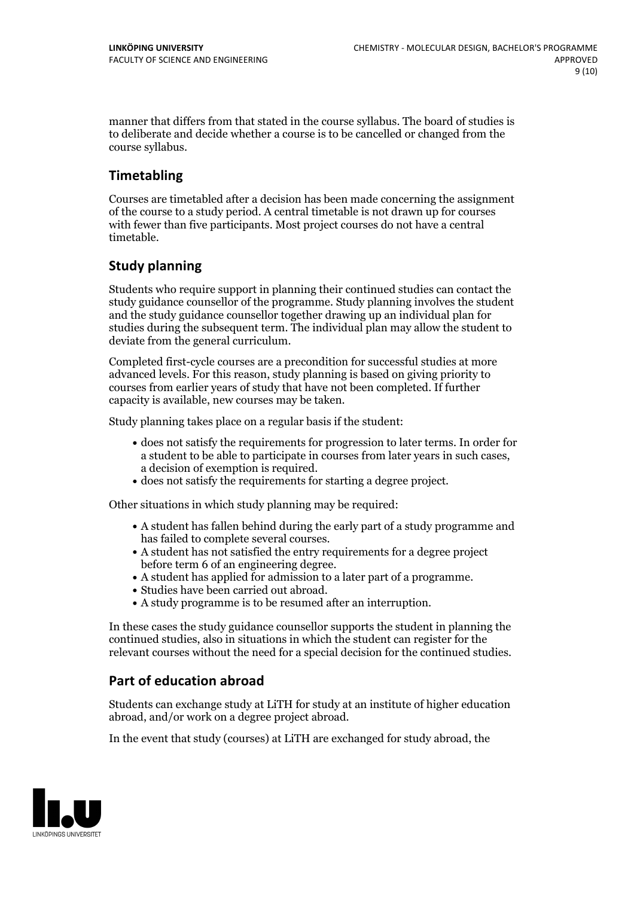manner that differs from that stated in the course syllabus. The board of studies is to deliberate and decide whether a course is to be cancelled or changed from the course syllabus.

## Timetabling

Courses are timetabled after a decision has been made concerning the assignment of the course to a study period. A central timetable is not drawn up for courses with fewer than five participants. Most project courses do not have a central timetable.

## Study planning

Students who require support in planning their continued studies can contact the study guidance counsellor of the programme. Study planning involves the student and the study guidance counsellor together drawing up an individual plan for studies during the subsequent term. The individual plan may allow the student to deviate from the general curriculum.

Completed first-cycle courses are a precondition for successful studies at more advanced levels. For this reason, study planning is based on giving priority to courses from earlier years of study that have not been completed. If further capacity is available, new courses may be taken.

Study planning takes place on a regular basis if the student:

- does not satisfy the requirements for progression to later terms. In order for a student to be able to participate in courses from later years in such cases, a decision of exemption is required.
- does not satisfy the requirements for starting a degree project.

Other situations in which study planning may be required:

- A student has fallen behind during the early part of a study programme and has failed to complete several courses.
- A student has not satisfied the entry requirements for a degree project before term 6 of an engineering degree.
- A student has applied for admission to a later part of a programme.
- Studies have been carried out abroad.
- A study programme is to be resumed after an interruption.

In these cases the study guidance counsellor supports the student in planning the continued studies, also in situations in which the student can register for the relevant courses without the need for a special decision for the continued studies.

## Part of education abroad

Students can exchange study at LiTH for study at an institute of higher education abroad, and/or work on a degree project abroad.

In the event that study (courses) at LiTH are exchanged for study abroad, the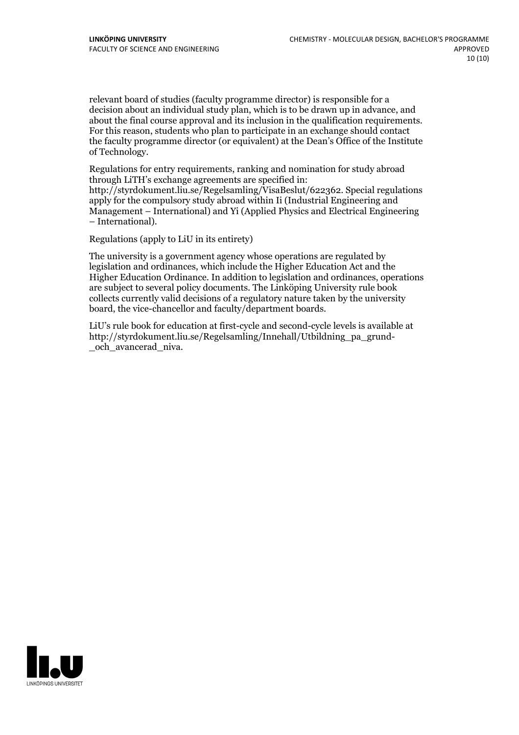relevant board of studies (faculty programme director) is responsible for a decision about an individual study plan, which is to be drawn up in advance, and about the final course approval and its inclusion in the qualification requirements. For this reason, students who plan to participate in an exchange should contact the faculty programme director (or equivalent) at the Dean's Office of the Institute of Technology.

Regulations for entry requirements, ranking and nomination for study abroad through LiTH's exchange agreements are specified in: http://styrdokument.liu.se/Regelsamling/VisaBeslut/622362. Special regulations apply for the compulsory study abroad within Ii (Industrial Engineering and Management – International) and Yi (Applied Physics and Electrical Engineering – International).

Regulations (apply to LiU in its entirety)

The university is a government agency whose operations are regulated by legislation and ordinances, which include the Higher Education Act and the Higher Education Ordinance. In addition to legislation and ordinances, operations are subject to several policy documents. The Linköping University rule book collects currently valid decisions of a regulatory nature taken by the university board, the vice-chancellor and faculty/department boards.

LiU's rule book for education at first-cycle and second-cycle levels is available at http://styrdokument.liu.se/Regelsamling/Innehall/Utbildning_pa_grund-_och_avancerad_niva.